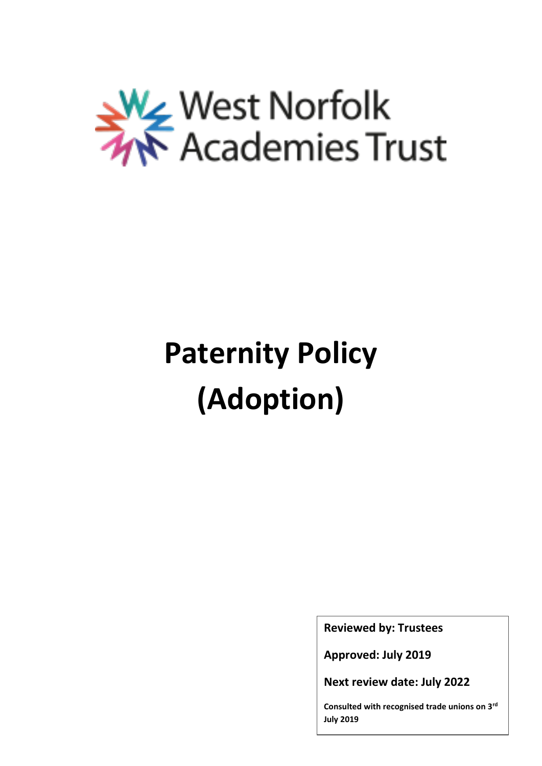West Norfolk Academies Trust

# Paternity Policy (Adoption)

**Reviewed by: Trustees**

**Approved: July 2019**

**Next review date: July 2022**

**Consulted with recognised trade unions on 3rd July 2019**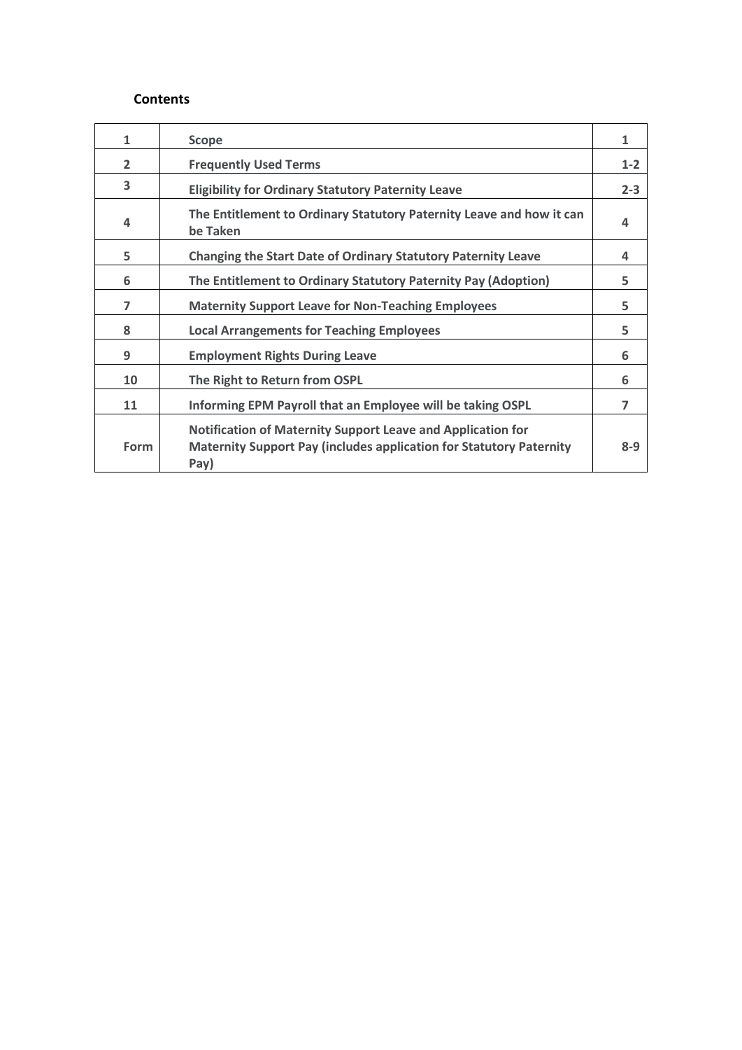## Contents

| | | |
|---|---|---|
| **1** | **Scope** | **1** |
| **2** | **Frequently Used Terms** | **1-2** |
| **3** | **Eligibility for Ordinary Statutory Paternity Leave** | **2-3** |
| **4** | **The Entitlement to Ordinary Statutory Paternity Leave and how it can be Taken** | **4** |
| **5** | **Changing the Start Date of Ordinary Statutory Paternity Leave** | **4** |
| **6** | **The Entitlement to Ordinary Statutory Paternity Pay (Adoption)** | **5** |
| **7** | **Maternity Support Leave for Non-Teaching Employees** | **5** |
| **8** | **Local Arrangements for Teaching Employees** | **5** |
| **9** | **Employment Rights During Leave** | **6** |
| **10** | **The Right to Return from OSPL** | **6** |
| **11** | **Informing EPM Payroll that an Employee will be taking OSPL** | **7** |
| **Form** | **Notification of Maternity Support Leave and Application for Maternity Support Pay (includes application for Statutory Paternity Pay)** | **8-9** |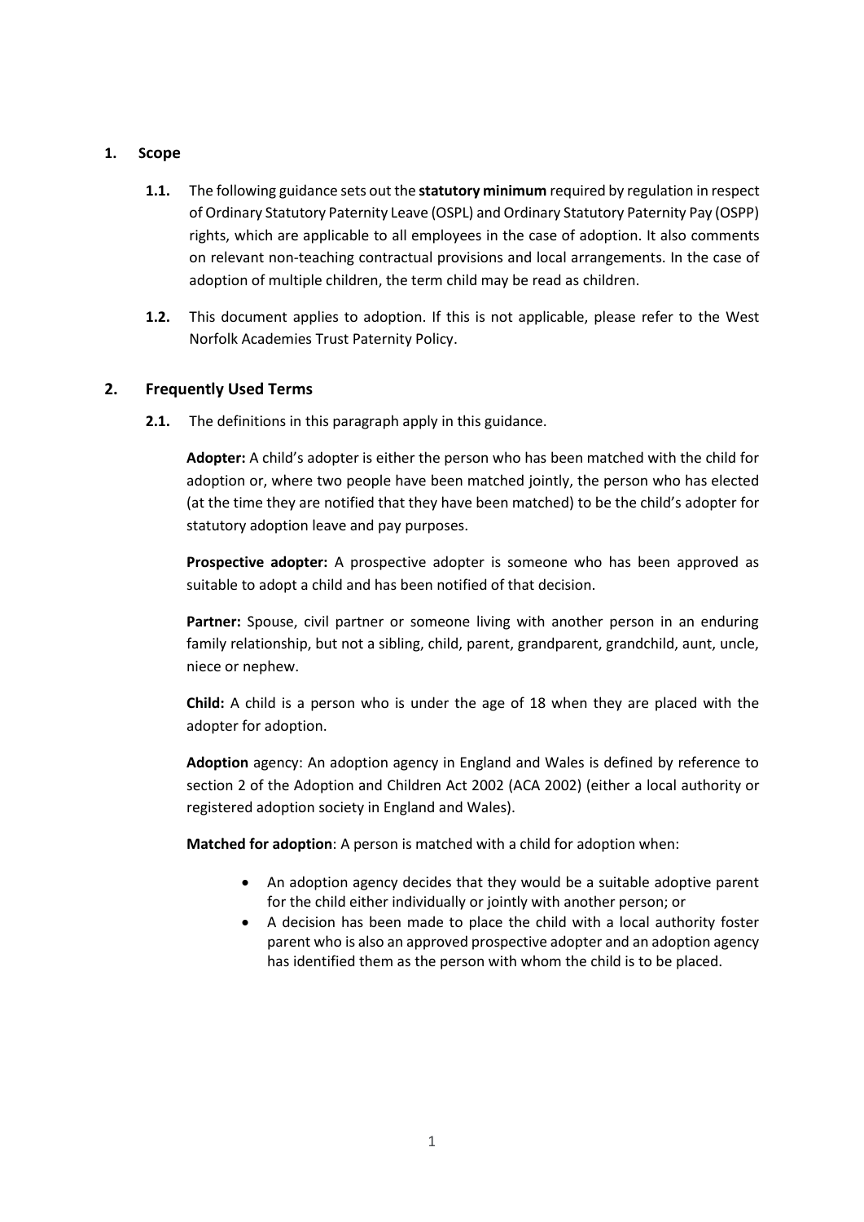## 1. Scope

**1.1.** The following guidance sets out the **statutory minimum** required by regulation in respect of Ordinary Statutory Paternity Leave (OSPL) and Ordinary Statutory Paternity Pay (OSPP) rights, which are applicable to all employees in the case of adoption. It also comments on relevant non-teaching contractual provisions and local arrangements. In the case of adoption of multiple children, the term child may be read as children.

**1.2.** This document applies to adoption. If this is not applicable, please refer to the West Norfolk Academies Trust Paternity Policy.

## 2. Frequently Used Terms

**2.1.** The definitions in this paragraph apply in this guidance.

**Adopter:** A child's adopter is either the person who has been matched with the child for adoption or, where two people have been matched jointly, the person who has elected (at the time they are notified that they have been matched) to be the child's adopter for statutory adoption leave and pay purposes.

**Prospective adopter:** A prospective adopter is someone who has been approved as suitable to adopt a child and has been notified of that decision.

**Partner:** Spouse, civil partner or someone living with another person in an enduring family relationship, but not a sibling, child, parent, grandparent, grandchild, aunt, uncle, niece or nephew.

**Child:** A child is a person who is under the age of 18 when they are placed with the adopter for adoption.

**Adoption** agency: An adoption agency in England and Wales is defined by reference to section 2 of the Adoption and Children Act 2002 (ACA 2002) (either a local authority or registered adoption society in England and Wales).

**Matched for adoption**: A person is matched with a child for adoption when:

- An adoption agency decides that they would be a suitable adoptive parent for the child either individually or jointly with another person; or
- A decision has been made to place the child with a local authority foster parent who is also an approved prospective adopter and an adoption agency has identified them as the person with whom the child is to be placed.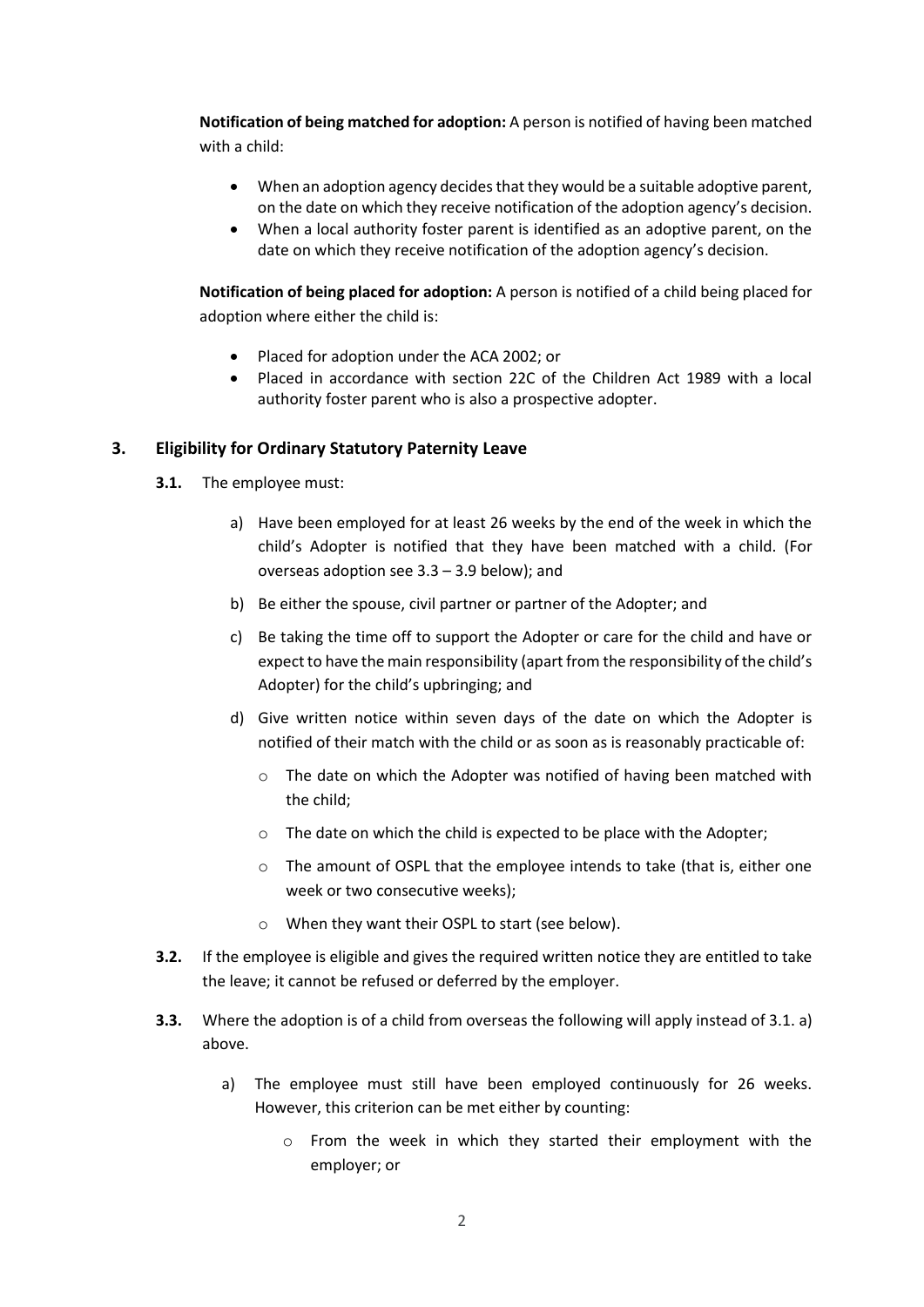**Notification of being matched for adoption:** A person is notified of having been matched with a child:

- When an adoption agency decides that they would be a suitable adoptive parent, on the date on which they receive notification of the adoption agency's decision.
- When a local authority foster parent is identified as an adoptive parent, on the date on which they receive notification of the adoption agency's decision.

**Notification of being placed for adoption:** A person is notified of a child being placed for adoption where either the child is:

- Placed for adoption under the ACA 2002; or
- Placed in accordance with section 22C of the Children Act 1989 with a local authority foster parent who is also a prospective adopter.

## 3. Eligibility for Ordinary Statutory Paternity Leave

**3.1.** The employee must:

a) Have been employed for at least 26 weeks by the end of the week in which the child's Adopter is notified that they have been matched with a child. (For overseas adoption see 3.3 – 3.9 below); and

b) Be either the spouse, civil partner or partner of the Adopter; and

c) Be taking the time off to support the Adopter or care for the child and have or expect to have the main responsibility (apart from the responsibility of the child's Adopter) for the child's upbringing; and

d) Give written notice within seven days of the date on which the Adopter is notified of their match with the child or as soon as is reasonably practicable of:

   - The date on which the Adopter was notified of having been matched with the child;
   - The date on which the child is expected to be place with the Adopter;
   - The amount of OSPL that the employee intends to take (that is, either one week or two consecutive weeks);
   - When they want their OSPL to start (see below).

**3.2.** If the employee is eligible and gives the required written notice they are entitled to take the leave; it cannot be refused or deferred by the employer.

**3.3.** Where the adoption is of a child from overseas the following will apply instead of 3.1. a) above.

a) The employee must still have been employed continuously for 26 weeks. However, this criterion can be met either by counting:

   - From the week in which they started their employment with the employer; or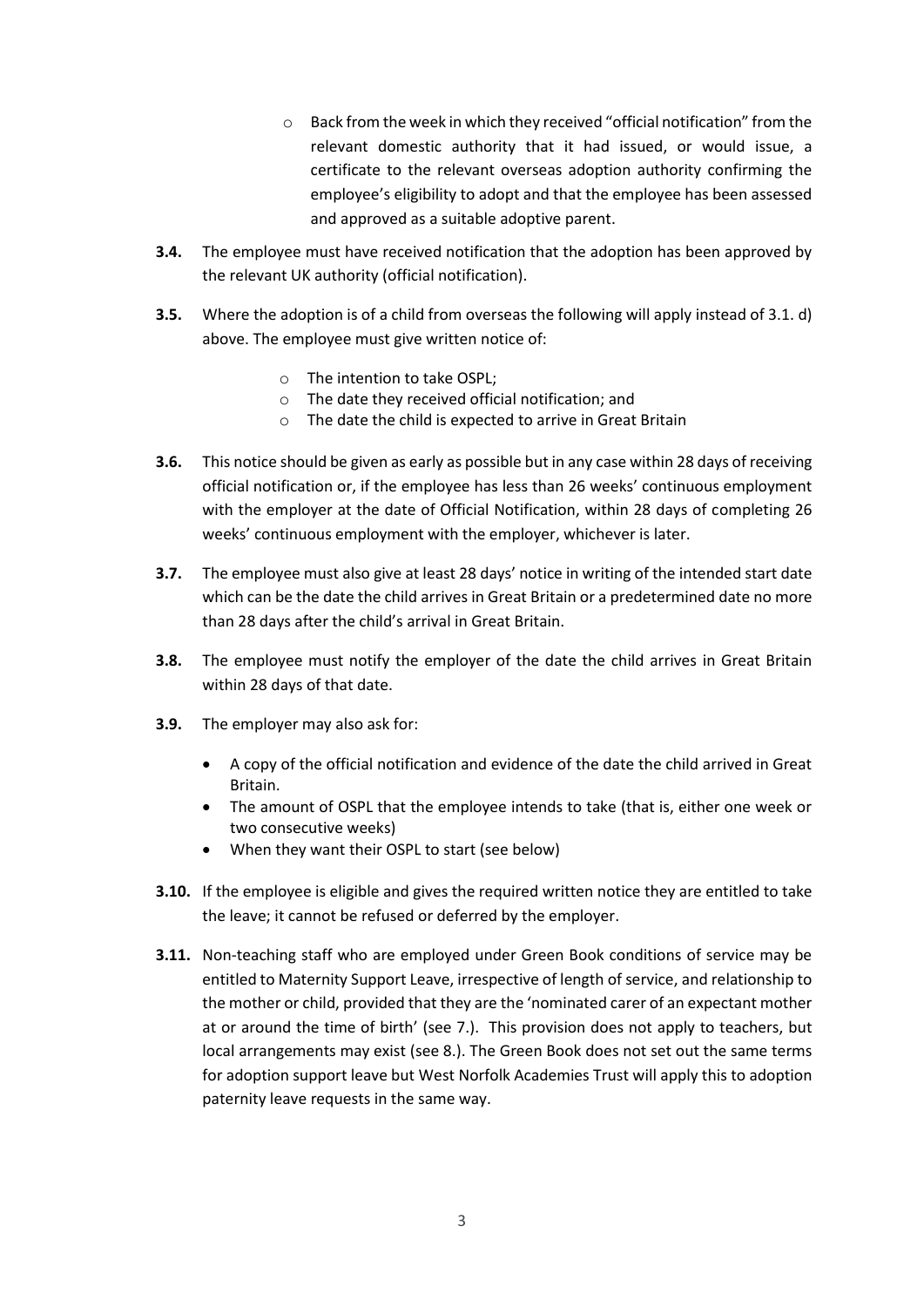- Back from the week in which they received "official notification" from the relevant domestic authority that it had issued, or would issue, a certificate to the relevant overseas adoption authority confirming the employee's eligibility to adopt and that the employee has been assessed and approved as a suitable adoptive parent.

**3.4.** The employee must have received notification that the adoption has been approved by the relevant UK authority (official notification).

**3.5.** Where the adoption is of a child from overseas the following will apply instead of 3.1. d) above. The employee must give written notice of:

  - The intention to take OSPL;
  - The date they received official notification; and
  - The date the child is expected to arrive in Great Britain

**3.6.** This notice should be given as early as possible but in any case within 28 days of receiving official notification or, if the employee has less than 26 weeks' continuous employment with the employer at the date of Official Notification, within 28 days of completing 26 weeks' continuous employment with the employer, whichever is later.

**3.7.** The employee must also give at least 28 days' notice in writing of the intended start date which can be the date the child arrives in Great Britain or a predetermined date no more than 28 days after the child's arrival in Great Britain.

**3.8.** The employee must notify the employer of the date the child arrives in Great Britain within 28 days of that date.

**3.9.** The employer may also ask for:

- A copy of the official notification and evidence of the date the child arrived in Great Britain.
- The amount of OSPL that the employee intends to take (that is, either one week or two consecutive weeks)
- When they want their OSPL to start (see below)

**3.10.** If the employee is eligible and gives the required written notice they are entitled to take the leave; it cannot be refused or deferred by the employer.

**3.11.** Non-teaching staff who are employed under Green Book conditions of service may be entitled to Maternity Support Leave, irrespective of length of service, and relationship to the mother or child, provided that they are the 'nominated carer of an expectant mother at or around the time of birth' (see 7.). This provision does not apply to teachers, but local arrangements may exist (see 8.). The Green Book does not set out the same terms for adoption support leave but West Norfolk Academies Trust will apply this to adoption paternity leave requests in the same way.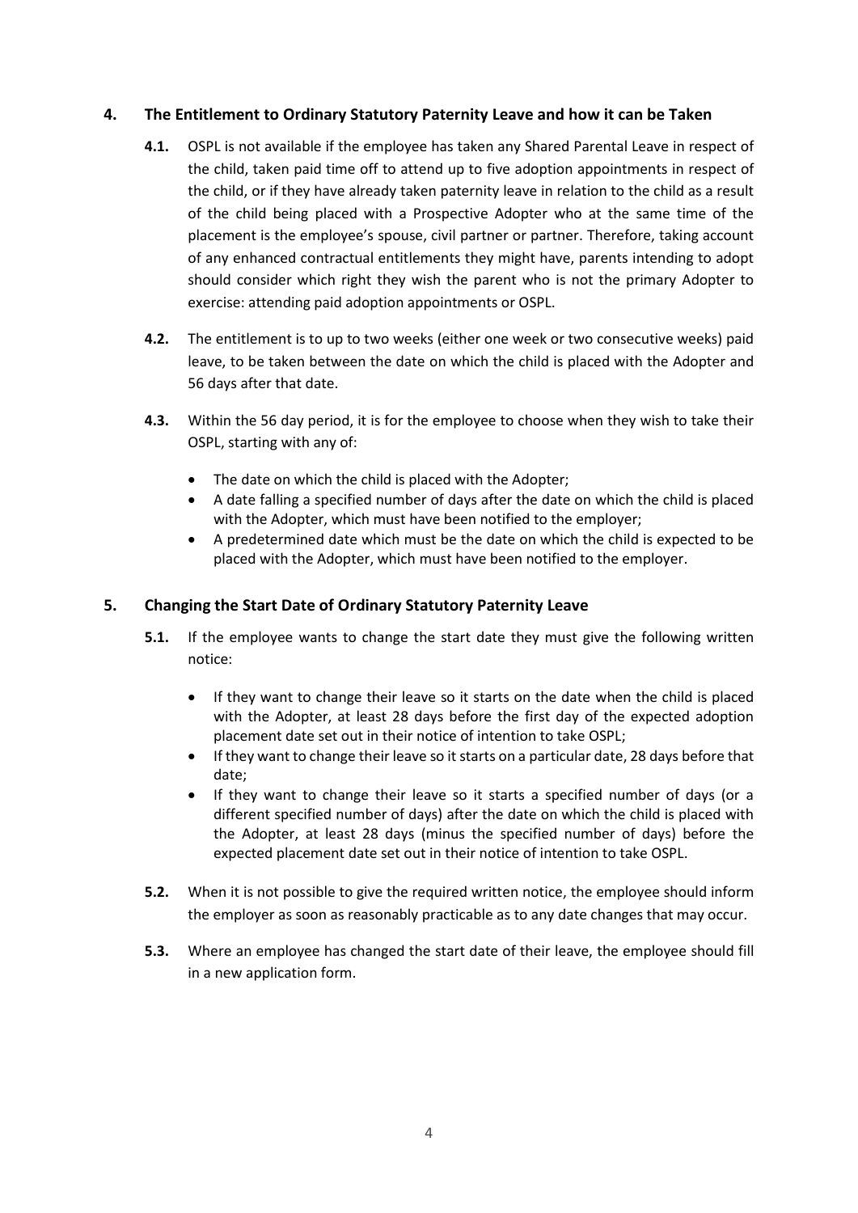## 4. The Entitlement to Ordinary Statutory Paternity Leave and how it can be Taken

**4.1.** OSPL is not available if the employee has taken any Shared Parental Leave in respect of the child, taken paid time off to attend up to five adoption appointments in respect of the child, or if they have already taken paternity leave in relation to the child as a result of the child being placed with a Prospective Adopter who at the same time of the placement is the employee's spouse, civil partner or partner. Therefore, taking account of any enhanced contractual entitlements they might have, parents intending to adopt should consider which right they wish the parent who is not the primary Adopter to exercise: attending paid adoption appointments or OSPL.

**4.2.** The entitlement is to up to two weeks (either one week or two consecutive weeks) paid leave, to be taken between the date on which the child is placed with the Adopter and 56 days after that date.

**4.3.** Within the 56 day period, it is for the employee to choose when they wish to take their OSPL, starting with any of:

- The date on which the child is placed with the Adopter;
- A date falling a specified number of days after the date on which the child is placed with the Adopter, which must have been notified to the employer;
- A predetermined date which must be the date on which the child is expected to be placed with the Adopter, which must have been notified to the employer.

## 5. Changing the Start Date of Ordinary Statutory Paternity Leave

**5.1.** If the employee wants to change the start date they must give the following written notice:

- If they want to change their leave so it starts on the date when the child is placed with the Adopter, at least 28 days before the first day of the expected adoption placement date set out in their notice of intention to take OSPL;
- If they want to change their leave so it starts on a particular date, 28 days before that date;
- If they want to change their leave so it starts a specified number of days (or a different specified number of days) after the date on which the child is placed with the Adopter, at least 28 days (minus the specified number of days) before the expected placement date set out in their notice of intention to take OSPL.

**5.2.** When it is not possible to give the required written notice, the employee should inform the employer as soon as reasonably practicable as to any date changes that may occur.

**5.3.** Where an employee has changed the start date of their leave, the employee should fill in a new application form.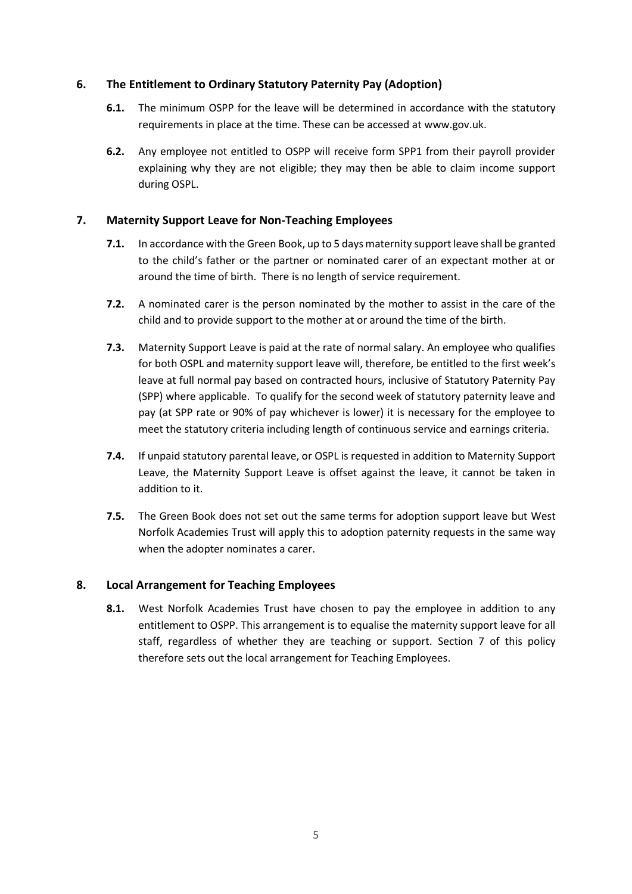## 6. The Entitlement to Ordinary Statutory Paternity Pay (Adoption)

**6.1.** The minimum OSPP for the leave will be determined in accordance with the statutory requirements in place at the time. These can be accessed at www.gov.uk.

**6.2.** Any employee not entitled to OSPP will receive form SPP1 from their payroll provider explaining why they are not eligible; they may then be able to claim income support during OSPL.

## 7. Maternity Support Leave for Non-Teaching Employees

**7.1.** In accordance with the Green Book, up to 5 days maternity support leave shall be granted to the child's father or the partner or nominated carer of an expectant mother at or around the time of birth. There is no length of service requirement.

**7.2.** A nominated carer is the person nominated by the mother to assist in the care of the child and to provide support to the mother at or around the time of the birth.

**7.3.** Maternity Support Leave is paid at the rate of normal salary. An employee who qualifies for both OSPL and maternity support leave will, therefore, be entitled to the first week's leave at full normal pay based on contracted hours, inclusive of Statutory Paternity Pay (SPP) where applicable. To qualify for the second week of statutory paternity leave and pay (at SPP rate or 90% of pay whichever is lower) it is necessary for the employee to meet the statutory criteria including length of continuous service and earnings criteria.

**7.4.** If unpaid statutory parental leave, or OSPL is requested in addition to Maternity Support Leave, the Maternity Support Leave is offset against the leave, it cannot be taken in addition to it.

**7.5.** The Green Book does not set out the same terms for adoption support leave but West Norfolk Academies Trust will apply this to adoption paternity requests in the same way when the adopter nominates a carer.

## 8. Local Arrangement for Teaching Employees

**8.1.** West Norfolk Academies Trust have chosen to pay the employee in addition to any entitlement to OSPP. This arrangement is to equalise the maternity support leave for all staff, regardless of whether they are teaching or support. Section 7 of this policy therefore sets out the local arrangement for Teaching Employees.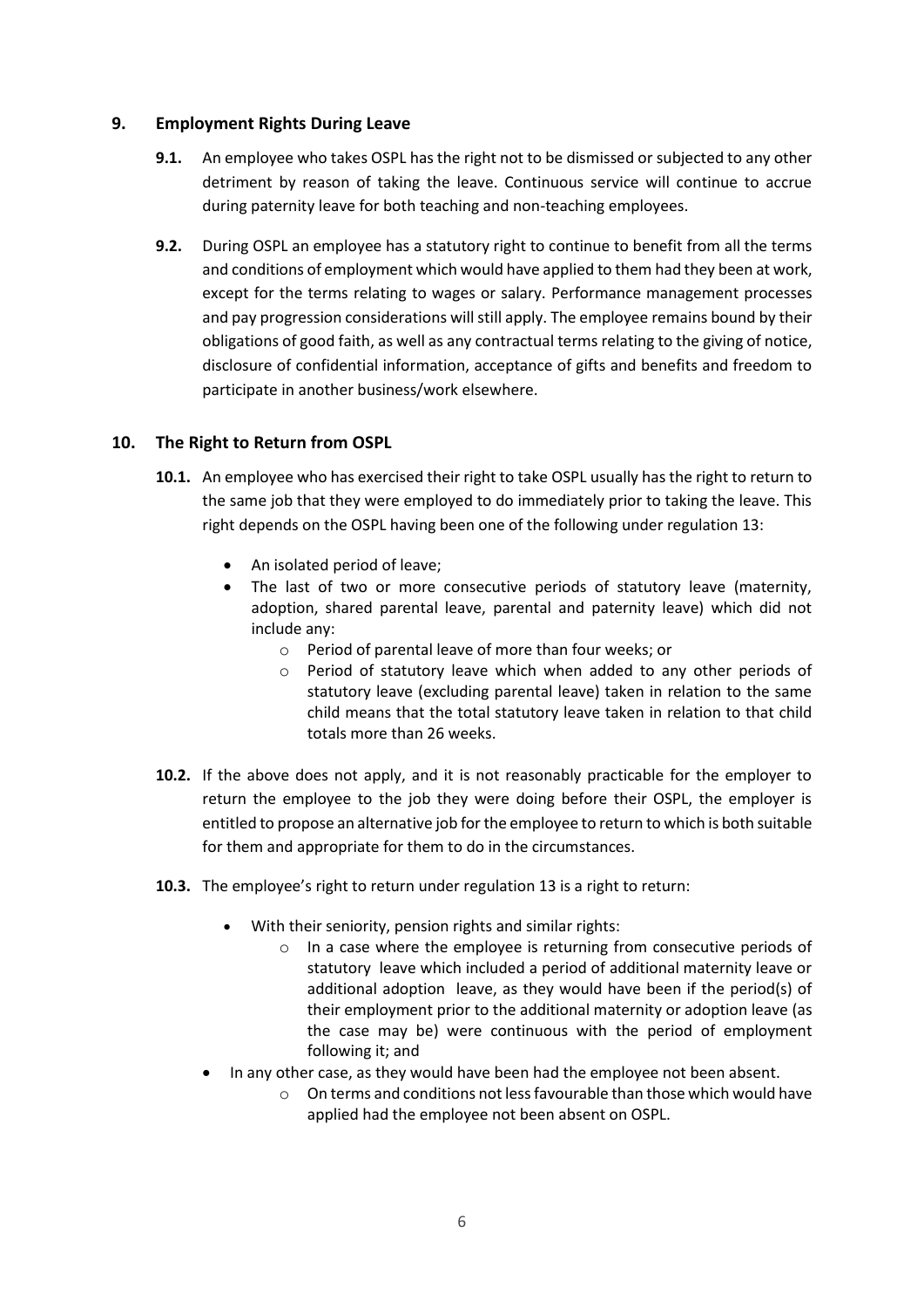## 9. Employment Rights During Leave

**9.1.** An employee who takes OSPL has the right not to be dismissed or subjected to any other detriment by reason of taking the leave. Continuous service will continue to accrue during paternity leave for both teaching and non-teaching employees.

**9.2.** During OSPL an employee has a statutory right to continue to benefit from all the terms and conditions of employment which would have applied to them had they been at work, except for the terms relating to wages or salary. Performance management processes and pay progression considerations will still apply. The employee remains bound by their obligations of good faith, as well as any contractual terms relating to the giving of notice, disclosure of confidential information, acceptance of gifts and benefits and freedom to participate in another business/work elsewhere.

## 10. The Right to Return from OSPL

**10.1.** An employee who has exercised their right to take OSPL usually has the right to return to the same job that they were employed to do immediately prior to taking the leave. This right depends on the OSPL having been one of the following under regulation 13:

- An isolated period of leave;
- The last of two or more consecutive periods of statutory leave (maternity, adoption, shared parental leave, parental and paternity leave) which did not include any:
  - Period of parental leave of more than four weeks; or
  - Period of statutory leave which when added to any other periods of statutory leave (excluding parental leave) taken in relation to the same child means that the total statutory leave taken in relation to that child totals more than 26 weeks.

**10.2.** If the above does not apply, and it is not reasonably practicable for the employer to return the employee to the job they were doing before their OSPL, the employer is entitled to propose an alternative job for the employee to return to which is both suitable for them and appropriate for them to do in the circumstances.

**10.3.** The employee's right to return under regulation 13 is a right to return:

- With their seniority, pension rights and similar rights:
  - In a case where the employee is returning from consecutive periods of statutory leave which included a period of additional maternity leave or additional adoption leave, as they would have been if the period(s) of their employment prior to the additional maternity or adoption leave (as the case may be) were continuous with the period of employment following it; and
- In any other case, as they would have been had the employee not been absent.
  - On terms and conditions not less favourable than those which would have applied had the employee not been absent on OSPL.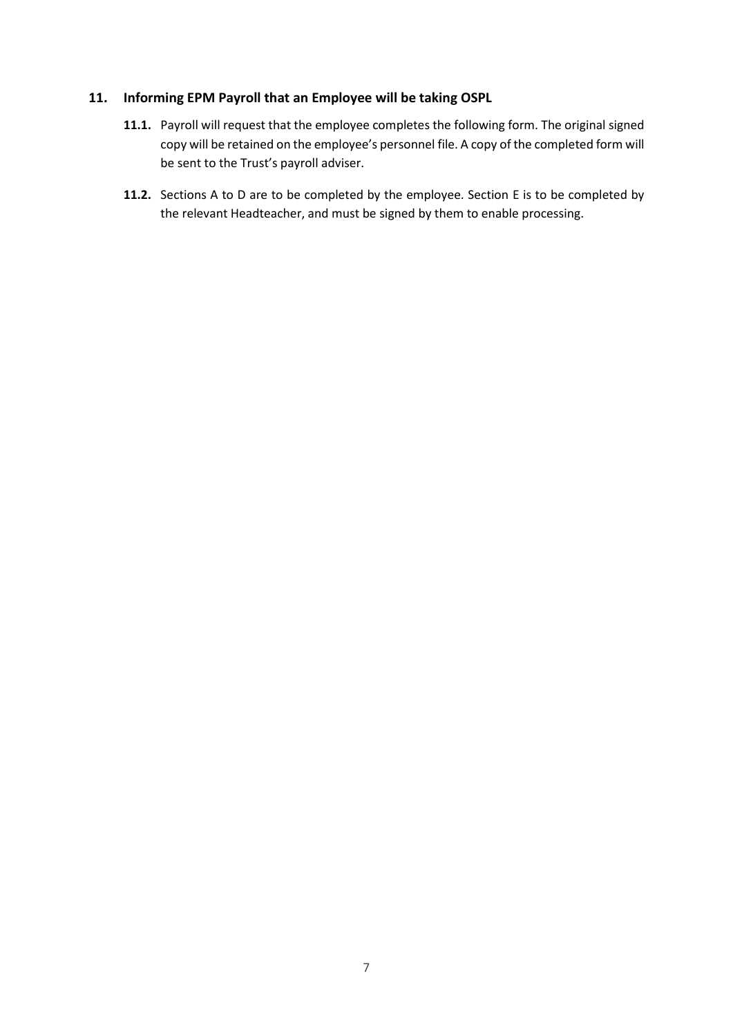## 11. Informing EPM Payroll that an Employee will be taking OSPL

**11.1.** Payroll will request that the employee completes the following form. The original signed copy will be retained on the employee's personnel file. A copy of the completed form will be sent to the Trust's payroll adviser.

**11.2.** Sections A to D are to be completed by the employee. Section E is to be completed by the relevant Headteacher, and must be signed by them to enable processing.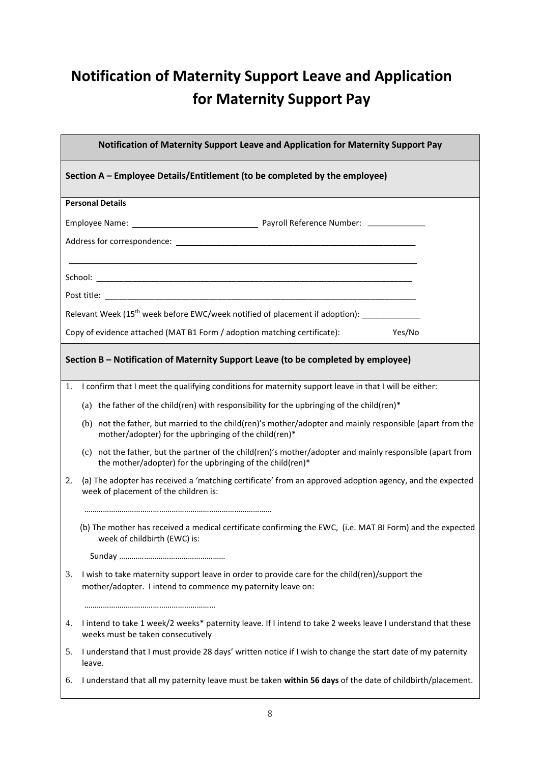# Notification of Maternity Support Leave and Application for Maternity Support Pay

**Notification of Maternity Support Leave and Application for Maternity Support Pay**

## Section A – Employee Details/Entitlement (to be completed by the employee)

**Personal Details**

Employee Name: ___________________________ Payroll Reference Number: _____________

Address for correspondence: ______________________________________________________

__________________________________________________________________________________

School: __________________________________________________________________________

Post title: _______________________________________________________________________

Relevant Week ($15^{th}$ week before EWC/week notified of placement if adoption): _____________

Copy of evidence attached (MAT B1 Form / adoption matching certificate): Yes/No

## Section B – Notification of Maternity Support Leave (to be completed by employee)

1. I confirm that I meet the qualifying conditions for maternity support leave in that I will be either:
   (a) the father of the child(ren) with responsibility for the upbringing of the child(ren)*
   (b) not the father, but married to the child(ren)'s mother/adopter and mainly responsible (apart from the mother/adopter) for the upbringing of the child(ren)*
   (c) not the father, but the partner of the child(ren)'s mother/adopter and mainly responsible (apart from the mother/adopter) for the upbringing of the child(ren)*
2. (a) The adopter has received a 'matching certificate' from an approved adoption agency, and the expected week of placement of the children is:

   ……………………………………………………………………………

   (b) The mother has received a medical certificate confirming the EWC, (i.e. MAT BI Form) and the expected week of childbirth (EWC) is:

   Sunday ……………………………………………
3. I wish to take maternity support leave in order to provide care for the child(ren)/support the mother/adopter. I intend to commence my paternity leave on:

   ……………………………………………………
4. I intend to take 1 week/2 weeks* paternity leave. If I intend to take 2 weeks leave I understand that these weeks must be taken consecutively
5. I understand that I must provide 28 days' written notice if I wish to change the start date of my paternity leave.
6. I understand that all my paternity leave must be taken **within 56 days** of the date of childbirth/placement.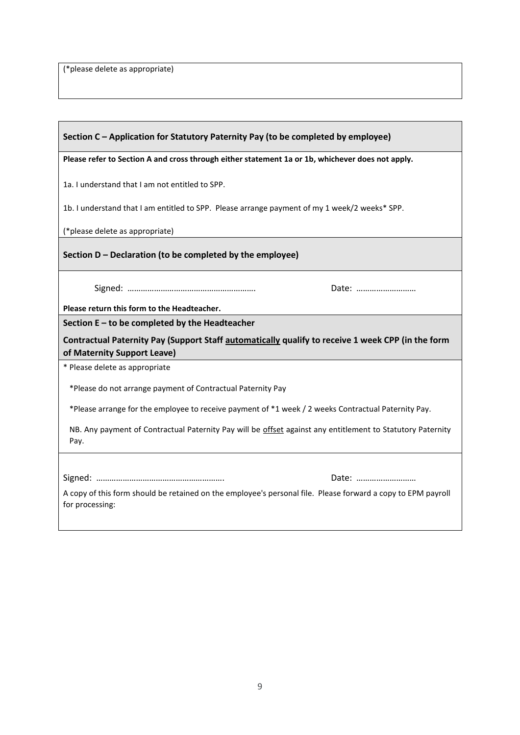(*please delete as appropriate)

**Section C – Application for Statutory Paternity Pay (to be completed by employee)**

**Please refer to Section A and cross through either statement 1a or 1b, whichever does not apply.**

1a. I understand that I am not entitled to SPP.

1b. I understand that I am entitled to SPP. Please arrange payment of my 1 week/2 weeks* SPP.

(*please delete as appropriate)

**Section D – Declaration (to be completed by the employee)**

Signed: ………………………………………………….  Date: ………………………

**Please return this form to the Headteacher.**

**Section E – to be completed by the Headteacher**

**Contractual Paternity Pay (Support Staff automatically qualify to receive 1 week CPP (in the form of Maternity Support Leave)**

* Please delete as appropriate

*Please do not arrange payment of Contractual Paternity Pay

*Please arrange for the employee to receive payment of *1 week / 2 weeks Contractual Paternity Pay.

NB. Any payment of Contractual Paternity Pay will be offset against any entitlement to Statutory Paternity Pay.

Signed: ………………………………………………….  Date: ………………………

A copy of this form should be retained on the employee's personal file. Please forward a copy to EPM payroll for processing: